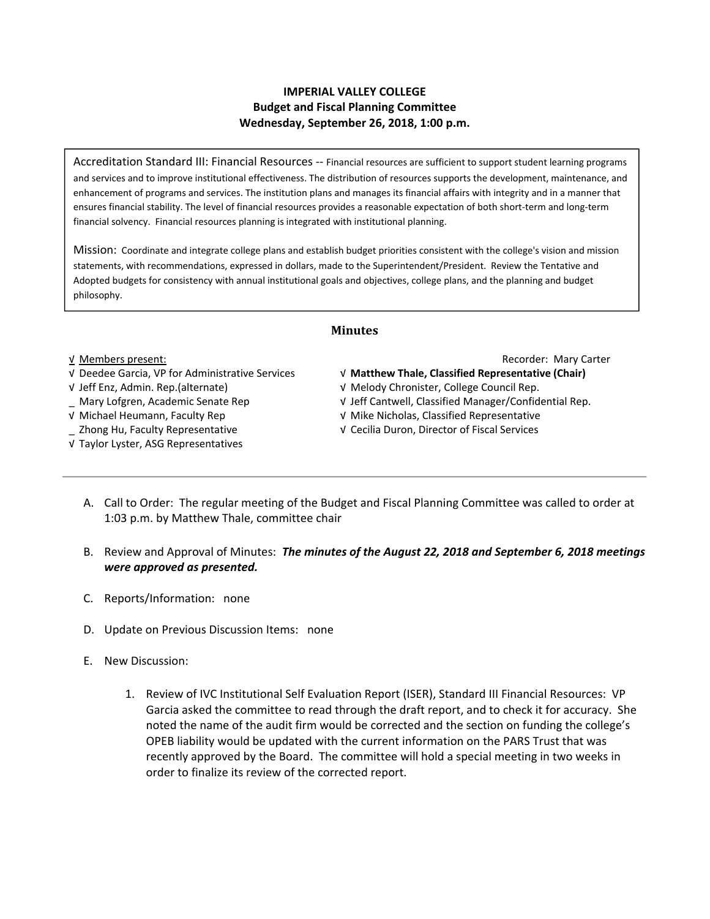**IMPERIAL VALLEY COLLEGE**
**Budget and Fiscal Planning Committee**
**Wednesday, September 26, 2018, 1:00 p.m.**

Accreditation Standard III: Financial Resources -- Financial resources are sufficient to support student learning programs and services and to improve institutional effectiveness. The distribution of resources supports the development, maintenance, and enhancement of programs and services. The institution plans and manages its financial affairs with integrity and in a manner that ensures financial stability. The level of financial resources provides a reasonable expectation of both short-term and long-term financial solvency. Financial resources planning is integrated with institutional planning.

Mission: Coordinate and integrate college plans and establish budget priorities consistent with the college's vision and mission statements, with recommendations, expressed in dollars, made to the Superintendent/President. Review the Tentative and Adopted budgets for consistency with annual institutional goals and objectives, college plans, and the planning and budget philosophy.

## Minutes

√ Members present:

Recorder: Mary Carter

√ Deedee Garcia, VP for Administrative Services
√ Jeff Enz, Admin. Rep.(alternate)
_ Mary Lofgren, Academic Senate Rep
√ Michael Heumann, Faculty Rep
_ Zhong Hu, Faculty Representative
√ Taylor Lyster, ASG Representatives
√ **Matthew Thale, Classified Representative (Chair)**
√ Melody Chronister, College Council Rep.
√ Jeff Cantwell, Classified Manager/Confidential Rep.
√ Mike Nicholas, Classified Representative
√ Cecilia Duron, Director of Fiscal Services

---

A. Call to Order: The regular meeting of the Budget and Fiscal Planning Committee was called to order at 1:03 p.m. by Matthew Thale, committee chair

B. Review and Approval of Minutes: ***The minutes of the August 22, 2018 and September 6, 2018 meetings were approved as presented.***

C. Reports/Information: none

D. Update on Previous Discussion Items: none

E. New Discussion:

1. Review of IVC Institutional Self Evaluation Report (ISER), Standard III Financial Resources: VP Garcia asked the committee to read through the draft report, and to check it for accuracy. She noted the name of the audit firm would be corrected and the section on funding the college's OPEB liability would be updated with the current information on the PARS Trust that was recently approved by the Board. The committee will hold a special meeting in two weeks in order to finalize its review of the corrected report.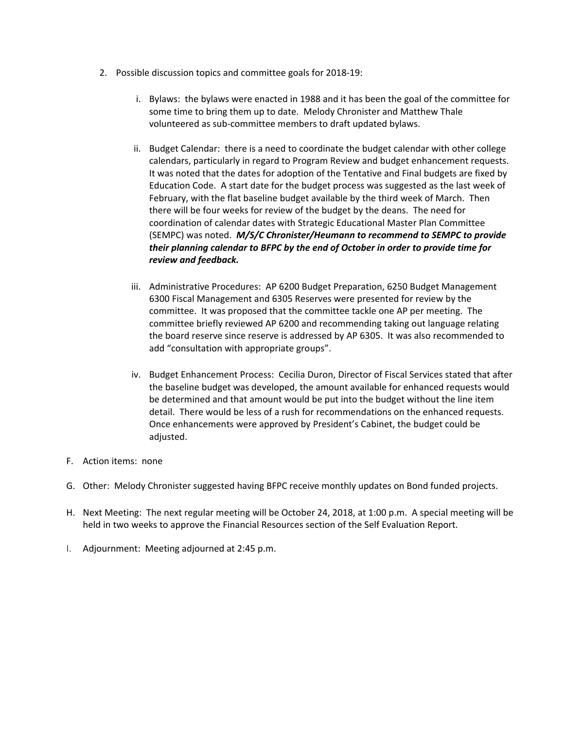2. Possible discussion topics and committee goals for 2018-19:

   i. Bylaws: the bylaws were enacted in 1988 and it has been the goal of the committee for some time to bring them up to date. Melody Chronister and Matthew Thale volunteered as sub-committee members to draft updated bylaws.

   ii. Budget Calendar: there is a need to coordinate the budget calendar with other college calendars, particularly in regard to Program Review and budget enhancement requests. It was noted that the dates for adoption of the Tentative and Final budgets are fixed by Education Code. A start date for the budget process was suggested as the last week of February, with the flat baseline budget available by the third week of March. Then there will be four weeks for review of the budget by the deans. The need for coordination of calendar dates with Strategic Educational Master Plan Committee (SEMPC) was noted. ***M/S/C Chronister/Heumann to recommend to SEMPC to provide their planning calendar to BFPC by the end of October in order to provide time for review and feedback.***

   iii. Administrative Procedures: AP 6200 Budget Preparation, 6250 Budget Management 6300 Fiscal Management and 6305 Reserves were presented for review by the committee. It was proposed that the committee tackle one AP per meeting. The committee briefly reviewed AP 6200 and recommending taking out language relating the board reserve since reserve is addressed by AP 6305. It was also recommended to add "consultation with appropriate groups".

   iv. Budget Enhancement Process: Cecilia Duron, Director of Fiscal Services stated that after the baseline budget was developed, the amount available for enhanced requests would be determined and that amount would be put into the budget without the line item detail. There would be less of a rush for recommendations on the enhanced requests. Once enhancements were approved by President's Cabinet, the budget could be adjusted.

F. Action items: none

G. Other: Melody Chronister suggested having BFPC receive monthly updates on Bond funded projects.

H. Next Meeting: The next regular meeting will be October 24, 2018, at 1:00 p.m. A special meeting will be held in two weeks to approve the Financial Resources section of the Self Evaluation Report.

I. Adjournment: Meeting adjourned at 2:45 p.m.